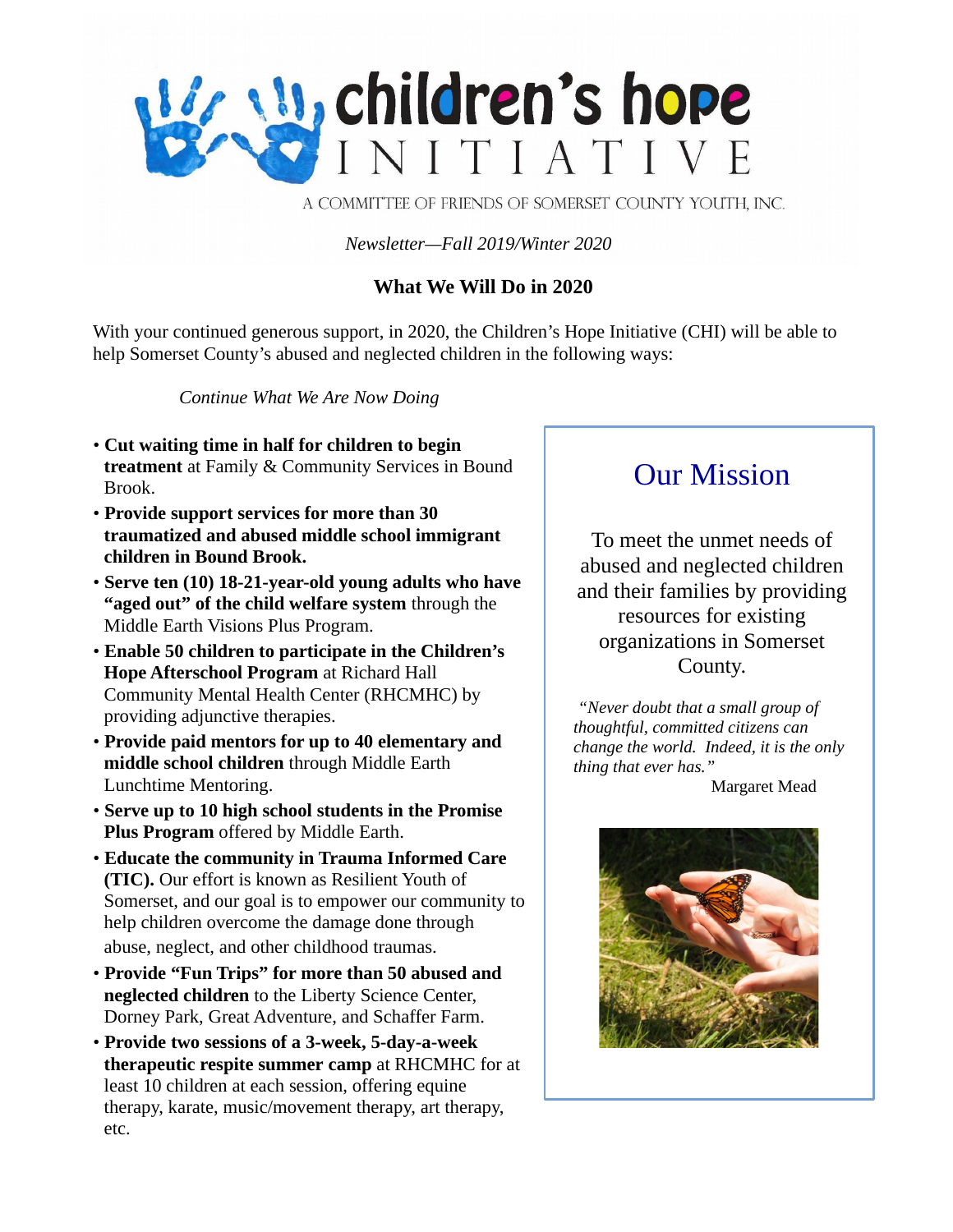# children's hope INITIATIVE

A COMMITTEE OF FRIENDS OF SOMERSET COUNTY YOUTH, INC.

*Newsletter—Fall 2019/Winter 2020*

## What We Will Do in 2020

With your continued generous support, in 2020, the Children's Hope Initiative (CHI) will be able to help Somerset County's abused and neglected children in the following ways:

*Continue What We Are Now Doing*

- **Cut waiting time in half for children to begin treatment** at Family & Community Services in Bound Brook.
- **Provide support services for more than 30 traumatized and abused middle school immigrant children in Bound Brook.**
- **Serve ten (10) 18-21-year-old young adults who have "aged out" of the child welfare system** through the Middle Earth Visions Plus Program.
- **Enable 50 children to participate in the Children's Hope Afterschool Program** at Richard Hall Community Mental Health Center (RHCMHC) by providing adjunctive therapies.
- **Provide paid mentors for up to 40 elementary and middle school children** through Middle Earth Lunchtime Mentoring.
- **Serve up to 10 high school students in the Promise Plus Program** offered by Middle Earth.
- **Educate the community in Trauma Informed Care (TIC).** Our effort is known as Resilient Youth of Somerset, and our goal is to empower our community to help children overcome the damage done through abuse, neglect, and other childhood traumas.
- **Provide "Fun Trips" for more than 50 abused and neglected children** to the Liberty Science Center, Dorney Park, Great Adventure, and Schaffer Farm.
- **Provide two sessions of a 3-week, 5-day-a-week therapeutic respite summer camp** at RHCMHC for at least 10 children at each session, offering equine therapy, karate, music/movement therapy, art therapy, etc.

## Our Mission

To meet the unmet needs of abused and neglected children and their families by providing resources for existing organizations in Somerset County.

*"Never doubt that a small group of thoughtful, committed citizens can change the world. Indeed, it is the only thing that ever has."*

Margaret Mead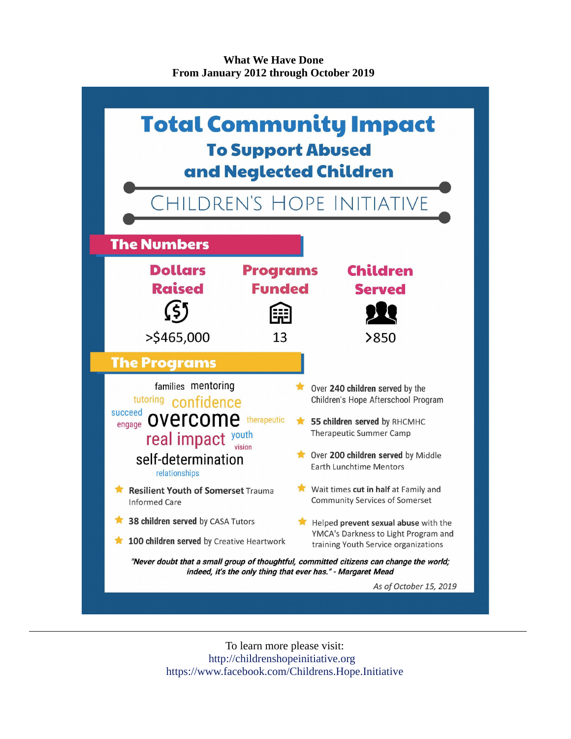**What We Have Done**
**From January 2012 through October 2019**

# Total Community Impact

## To Support Abused and Neglected Children

## CHILDREN'S HOPE INITIATIVE

### The Numbers

| Dollars Raised | Programs Funded | Children Served |
|---|---|---|
| >$465,000 | 13 | >850 |

### The Programs

families mentoring tutoring confidence succeed engage overcome therapeutic real impact youth vision self-determination relationships

- **Resilient Youth of Somerset** Trauma Informed Care
- **38 children served** by CASA Tutors
- **100 children served** by Creative Heartwork
- Over **240 children served** by the Children's Hope Afterschool Program
- **55 children served** by RHCMHC Therapeutic Summer Camp
- Over **200 children served** by Middle Earth Lunchtime Mentors
- Wait times **cut in half** at Family and Community Services of Somerset
- Helped **prevent sexual abuse** with the YMCA's Darkness to Light Program and training Youth Service organizations

***"Never doubt that a small group of thoughtful, committed citizens can change the world; indeed, it's the only thing that ever has." - Margaret Mead***

*As of October 15, 2019*

---

To learn more please visit:
http://childrenshopeinitiative.org
https://www.facebook.com/Childrens.Hope.Initiative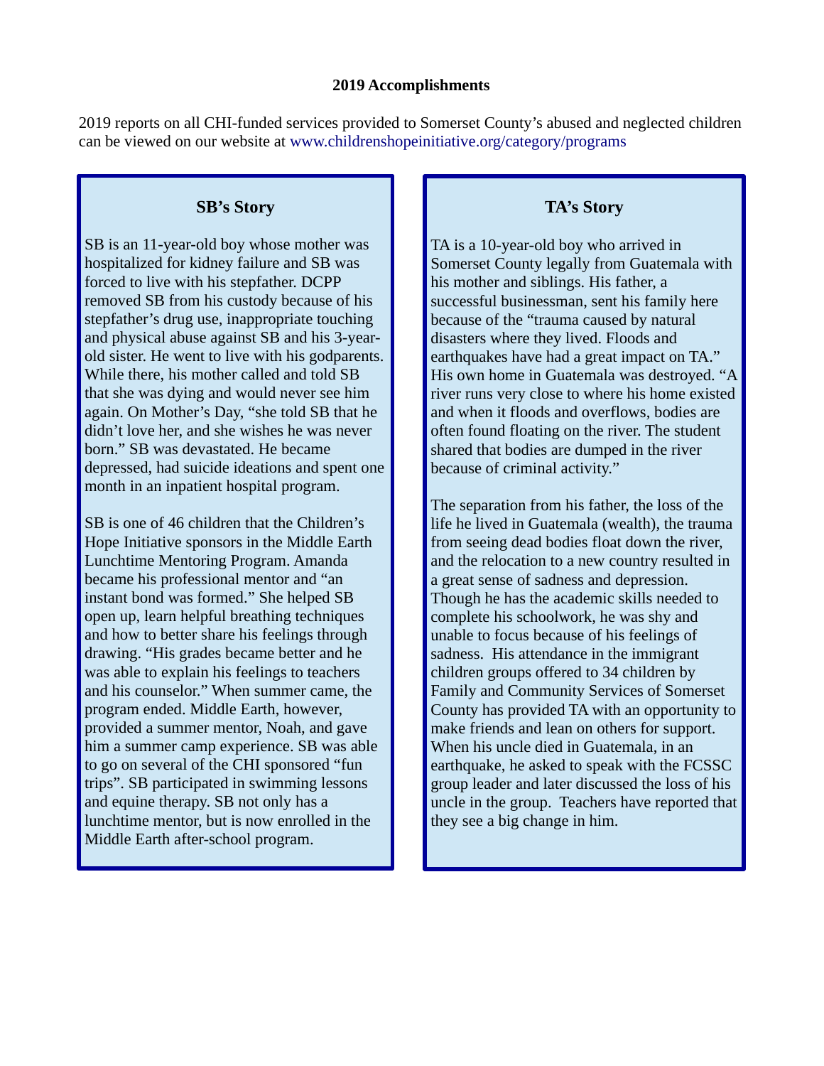## 2019 Accomplishments

2019 reports on all CHI-funded services provided to Somerset County's abused and neglected children can be viewed on our website at www.childrenshopeinitiative.org/category/programs

### SB's Story

SB is an 11-year-old boy whose mother was hospitalized for kidney failure and SB was forced to live with his stepfather. DCPP removed SB from his custody because of his stepfather's drug use, inappropriate touching and physical abuse against SB and his 3-year-old sister. He went to live with his godparents. While there, his mother called and told SB that she was dying and would never see him again. On Mother's Day, "she told SB that he didn't love her, and she wishes he was never born." SB was devastated. He became depressed, had suicide ideations and spent one month in an inpatient hospital program.

SB is one of 46 children that the Children's Hope Initiative sponsors in the Middle Earth Lunchtime Mentoring Program. Amanda became his professional mentor and "an instant bond was formed." She helped SB open up, learn helpful breathing techniques and how to better share his feelings through drawing. "His grades became better and he was able to explain his feelings to teachers and his counselor." When summer came, the program ended. Middle Earth, however, provided a summer mentor, Noah, and gave him a summer camp experience. SB was able to go on several of the CHI sponsored "fun trips". SB participated in swimming lessons and equine therapy. SB not only has a lunchtime mentor, but is now enrolled in the Middle Earth after-school program.

### TA's Story

TA is a 10-year-old boy who arrived in Somerset County legally from Guatemala with his mother and siblings. His father, a successful businessman, sent his family here because of the "trauma caused by natural disasters where they lived. Floods and earthquakes have had a great impact on TA." His own home in Guatemala was destroyed. "A river runs very close to where his home existed and when it floods and overflows, bodies are often found floating on the river. The student shared that bodies are dumped in the river because of criminal activity."

The separation from his father, the loss of the life he lived in Guatemala (wealth), the trauma from seeing dead bodies float down the river, and the relocation to a new country resulted in a great sense of sadness and depression. Though he has the academic skills needed to complete his schoolwork, he was shy and unable to focus because of his feelings of sadness. His attendance in the immigrant children groups offered to 34 children by Family and Community Services of Somerset County has provided TA with an opportunity to make friends and lean on others for support. When his uncle died in Guatemala, in an earthquake, he asked to speak with the FCSSC group leader and later discussed the loss of his uncle in the group. Teachers have reported that they see a big change in him.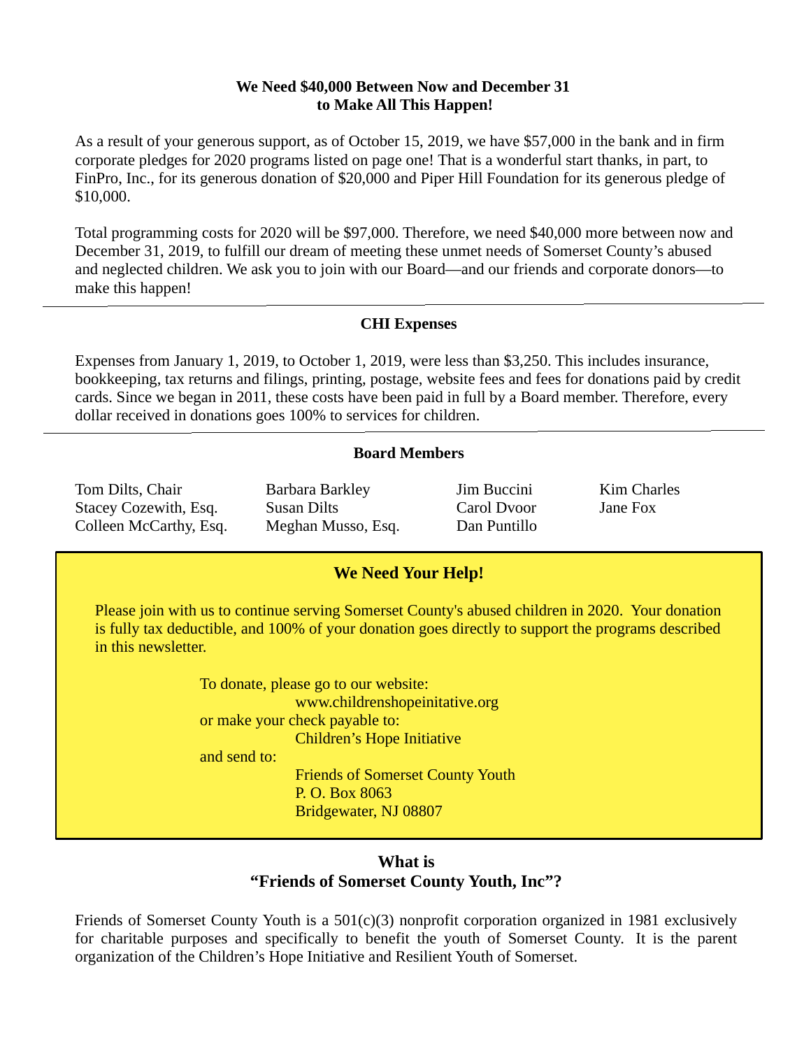**We Need $40,000 Between Now and December 31**
**to Make All This Happen!**

As a result of your generous support, as of October 15, 2019, we have $57,000 in the bank and in firm corporate pledges for 2020 programs listed on page one! That is a wonderful start thanks, in part, to FinPro, Inc., for its generous donation of $20,000 and Piper Hill Foundation for its generous pledge of $10,000.

Total programming costs for 2020 will be $97,000. Therefore, we need $40,000 more between now and December 31, 2019, to fulfill our dream of meeting these unmet needs of Somerset County's abused and neglected children. We ask you to join with our Board—and our friends and corporate donors—to make this happen!

---

**CHI Expenses**

Expenses from January 1, 2019, to October 1, 2019, were less than $3,250. This includes insurance, bookkeeping, tax returns and filings, printing, postage, website fees and fees for donations paid by credit cards. Since we began in 2011, these costs have been paid in full by a Board member. Therefore, every dollar received in donations goes 100% to services for children.

---

**Board Members**

| | | | |
|---|---|---|---|
| Tom Dilts, Chair | Barbara Barkley | Jim Buccini | Kim Charles |
| Stacey Cozewith, Esq. | Susan Dilts | Carol Dvoor | Jane Fox |
| Colleen McCarthy, Esq. | Meghan Musso, Esq. | Dan Puntillo | |

**We Need Your Help!**

Please join with us to continue serving Somerset County's abused children in 2020. Your donation is fully tax deductible, and 100% of your donation goes directly to support the programs described in this newsletter.

To donate, please go to our website:
www.childrenshopeinitative.org
or make your check payable to:
Children's Hope Initiative
and send to:
Friends of Somerset County Youth
P. O. Box 8063
Bridgewater, NJ 08807

## What is "Friends of Somerset County Youth, Inc"?

Friends of Somerset County Youth is a 501(c)(3) nonprofit corporation organized in 1981 exclusively for charitable purposes and specifically to benefit the youth of Somerset County. It is the parent organization of the Children's Hope Initiative and Resilient Youth of Somerset.